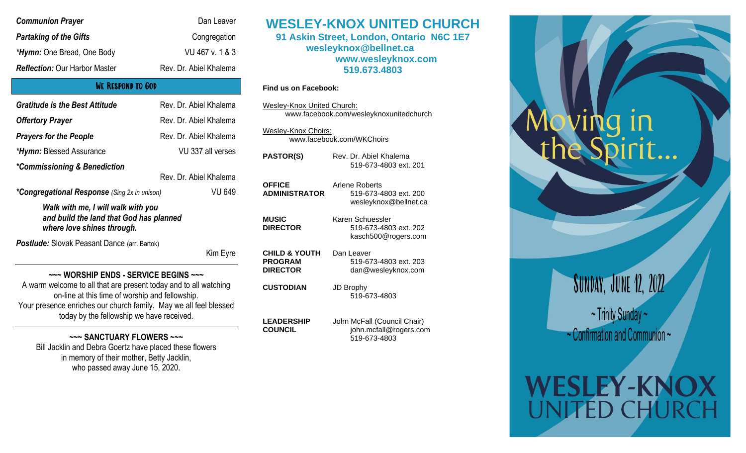***Communion Prayer*** Dan Leaver

***Partaking of the Gifts*** Congregation

***\*Hymn:*** One Bread, One Body VU 467 v. 1 & 3

***Reflection:*** Our Harbor Master Rev. Dr. Abiel Khalema

## We Respond to God

***Gratitude is the Best Attitude*** Rev. Dr. Abiel Khalema

***Offertory Prayer*** Rev. Dr. Abiel Khalema

***Prayers for the People*** Rev. Dr. Abiel Khalema

***\*Hymn:*** Blessed Assurance VU 337 all verses

***\*Commissioning & Benediction*** Rev. Dr. Abiel Khalema

***\*Congregational Response*** *(Sing 2x in unison)* VU 649

> ***Walk with me, I will walk with you***
> ***and build the land that God has planned***
> ***where love shines through.***

***Postlude:*** Slovak Peasant Dance (arr. Bartok) Kim Eyre

---

**~~~ WORSHIP ENDS - SERVICE BEGINS ~~~**

A warm welcome to all that are present today and to all watching on-line at this time of worship and fellowship.
Your presence enriches our church family. May we all feel blessed today by the fellowship we have received.

---

**~~~ SANCTUARY FLOWERS ~~~**

Bill Jacklin and Debra Goertz have placed these flowers in memory of their mother, Betty Jacklin, who passed away June 15, 2020.

# WESLEY-KNOX UNITED CHURCH

**91 Askin Street, London, Ontario N6C 1E7**
**wesleyknox@bellnet.ca**
**www.wesleyknox.com**
**519.673.4803**

**Find us on Facebook:**

Wesley-Knox United Church:
www.facebook.com/wesleyknoxunitedchurch

Wesley-Knox Choirs:
www.facebook.com/WKChoirs

| | |
|---|---|
| **PASTOR(S)** | Rev. Dr. Abiel Khalema<br>519-673-4803 ext. 201 |
| **OFFICE ADMINISTRATOR** | Arlene Roberts<br>519-673-4803 ext. 200<br>wesleyknox@bellnet.ca |
| **MUSIC DIRECTOR** | Karen Schuessler<br>519-673-4803 ext. 202<br>kasch500@rogers.com |
| **CHILD & YOUTH PROGRAM DIRECTOR** | Dan Leaver<br>519-673-4803 ext. 203<br>dan@wesleyknox.com |
| **CUSTODIAN** | JD Brophy<br>519-673-4803 |
| **LEADERSHIP COUNCIL** | John McFall (Council Chair)<br>john.mcfall@rogers.com<br>519-673-4803 |

# Moving in the Spirit...

## Sunday, June 12, 2022

~ Trinity Sunday ~
~ Confirmation and Communion ~

# WESLEY-KNOX UNITED CHURCH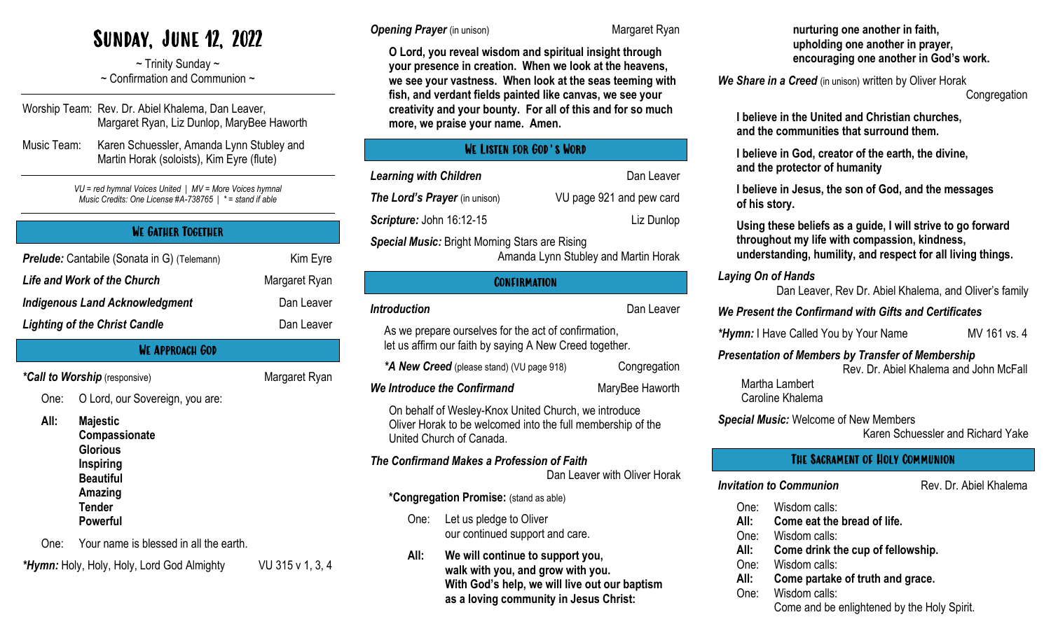# Sunday, June 12, 2022

~ Trinity Sunday ~
~ Confirmation and Communion ~

Worship Team: Rev. Dr. Abiel Khalema, Dan Leaver, Margaret Ryan, Liz Dunlop, MaryBee Haworth

Music Team: Karen Schuessler, Amanda Lynn Stubley and Martin Horak (soloists), Kim Eyre (flute)

*VU = red hymnal Voices United | MV = More Voices hymnal*
*Music Credits: One License #A-738765 | * = stand if able*

## We Gather Together

***Prelude:*** Cantabile (Sonata in G) (Telemann) — Kim Eyre

***Life and Work of the Church*** — Margaret Ryan

***Indigenous Land Acknowledgment*** — Dan Leaver

***Lighting of the Christ Candle*** — Dan Leaver

## We Approach God

***Call to Worship*** (responsive) — Margaret Ryan

One: O Lord, our Sovereign, you are:

**All:** **Majestic**
**Compassionate**
**Glorious**
**Inspiring**
**Beautiful**
**Amazing**
**Tender**
**Powerful**

One: Your name is blessed in all the earth.

****Hymn:*** Holy, Holy, Holy, Lord God Almighty — VU 315 v 1, 3, 4

***Opening Prayer*** (in unison) — Margaret Ryan

**O Lord, you reveal wisdom and spiritual insight through your presence in creation. When we look at the heavens, we see your vastness. When look at the seas teeming with fish, and verdant fields painted like canvas, we see your creativity and your bounty. For all of this and for so much more, we praise your name. Amen.**

## We Listen for God's Word

***Learning with Children*** — Dan Leaver

***The Lord's Prayer*** (in unison) — VU page 921 and pew card

***Scripture:*** John 16:12-15 — Liz Dunlop

***Special Music:*** Bright Morning Stars are Rising — Amanda Lynn Stubley and Martin Horak

## Confirmation

***Introduction*** — Dan Leaver

As we prepare ourselves for the act of confirmation, let us affirm our faith by saying A New Creed together.

****A New Creed*** (please stand) (VU page 918) — Congregation

***We Introduce the Confirmand*** — MaryBee Haworth

On behalf of Wesley-Knox United Church, we introduce Oliver Horak to be welcomed into the full membership of the United Church of Canada.

***The Confirmand Makes a Profession of Faith*** — Dan Leaver with Oliver Horak

**\*Congregation Promise:** (stand as able)

One: Let us pledge to Oliver our continued support and care.

**All:** **We will continue to support you, walk with you, and grow with you. With God's help, we will live out our baptism as a loving community in Jesus Christ: nurturing one another in faith, upholding one another in prayer, encouraging one another in God's work.**

***We Share in a Creed*** (in unison) written by Oliver Horak — Congregation

**I believe in the United and Christian churches, and the communities that surround them.**

**I believe in God, creator of the earth, the divine, and the protector of humanity**

**I believe in Jesus, the son of God, and the messages of his story.**

**Using these beliefs as a guide, I will strive to go forward throughout my life with compassion, kindness, understanding, humility, and respect for all living things.**

***Laying On of Hands*** — Dan Leaver, Rev Dr. Abiel Khalema, and Oliver's family

***We Present the Confirmand with Gifts and Certificates***

****Hymn:*** I Have Called You by Your Name — MV 161 vs. 4

***Presentation of Members by Transfer of Membership*** — Rev. Dr. Abiel Khalema and John McFall

Martha Lambert
Caroline Khalema

***Special Music:*** Welcome of New Members — Karen Schuessler and Richard Yake

## The Sacrament of Holy Communion

***Invitation to Communion*** — Rev. Dr. Abiel Khalema

One: Wisdom calls:
**All:** **Come eat the bread of life.**
One: Wisdom calls:
**All:** **Come drink the cup of fellowship.**
One: Wisdom calls:
**All:** **Come partake of truth and grace.**
One: Wisdom calls:
Come and be enlightened by the Holy Spirit.